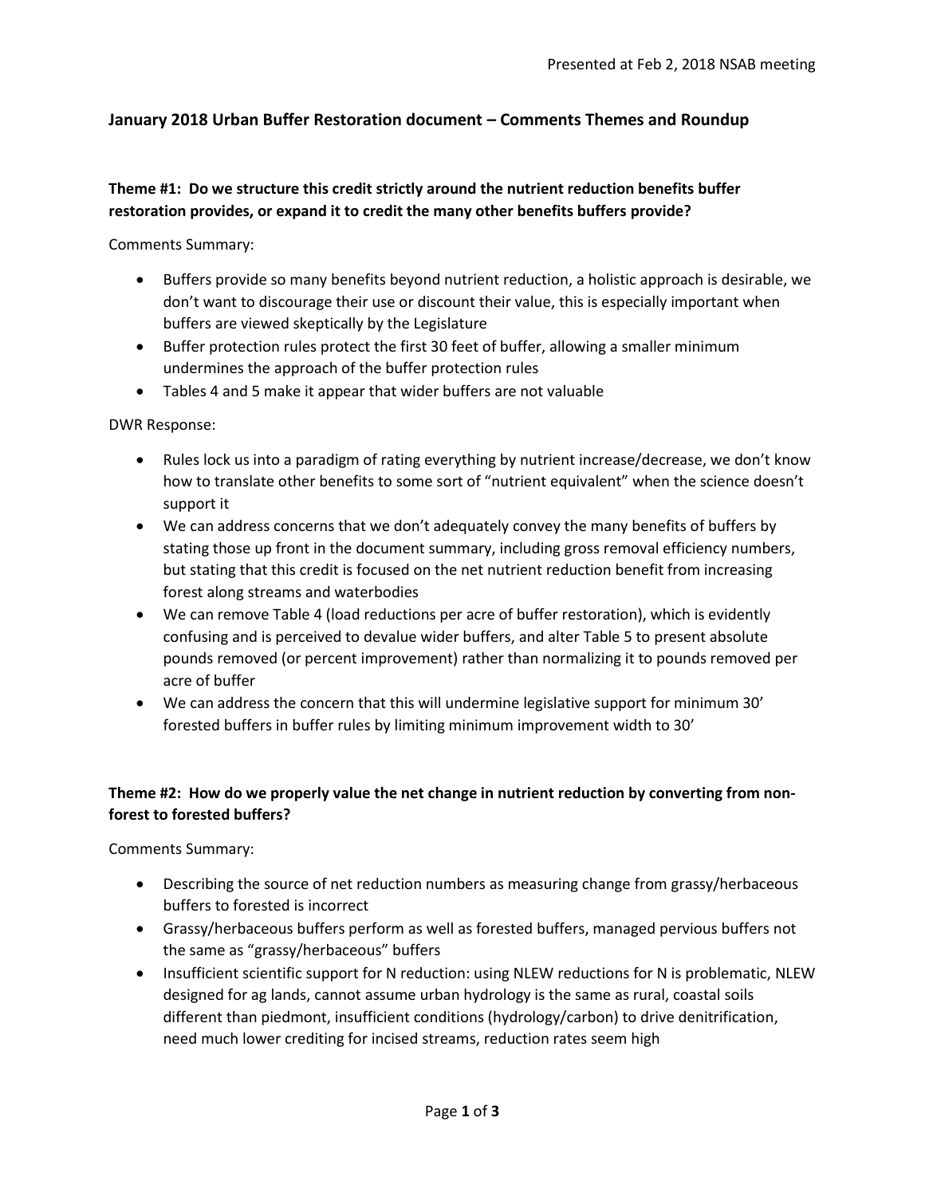Presented at Feb 2, 2018 NSAB meeting

## January 2018 Urban Buffer Restoration document – Comments Themes and Roundup

### Theme #1: Do we structure this credit strictly around the nutrient reduction benefits buffer restoration provides, or expand it to credit the many other benefits buffers provide?

Comments Summary:

- Buffers provide so many benefits beyond nutrient reduction, a holistic approach is desirable, we don't want to discourage their use or discount their value, this is especially important when buffers are viewed skeptically by the Legislature
- Buffer protection rules protect the first 30 feet of buffer, allowing a smaller minimum undermines the approach of the buffer protection rules
- Tables 4 and 5 make it appear that wider buffers are not valuable

DWR Response:

- Rules lock us into a paradigm of rating everything by nutrient increase/decrease, we don't know how to translate other benefits to some sort of "nutrient equivalent" when the science doesn't support it
- We can address concerns that we don't adequately convey the many benefits of buffers by stating those up front in the document summary, including gross removal efficiency numbers, but stating that this credit is focused on the net nutrient reduction benefit from increasing forest along streams and waterbodies
- We can remove Table 4 (load reductions per acre of buffer restoration), which is evidently confusing and is perceived to devalue wider buffers, and alter Table 5 to present absolute pounds removed (or percent improvement) rather than normalizing it to pounds removed per acre of buffer
- We can address the concern that this will undermine legislative support for minimum 30' forested buffers in buffer rules by limiting minimum improvement width to 30'

### Theme #2: How do we properly value the net change in nutrient reduction by converting from non-forest to forested buffers?

Comments Summary:

- Describing the source of net reduction numbers as measuring change from grassy/herbaceous buffers to forested is incorrect
- Grassy/herbaceous buffers perform as well as forested buffers, managed pervious buffers not the same as "grassy/herbaceous" buffers
- Insufficient scientific support for N reduction: using NLEW reductions for N is problematic, NLEW designed for ag lands, cannot assume urban hydrology is the same as rural, coastal soils different than piedmont, insufficient conditions (hydrology/carbon) to drive denitrification, need much lower crediting for incised streams, reduction rates seem high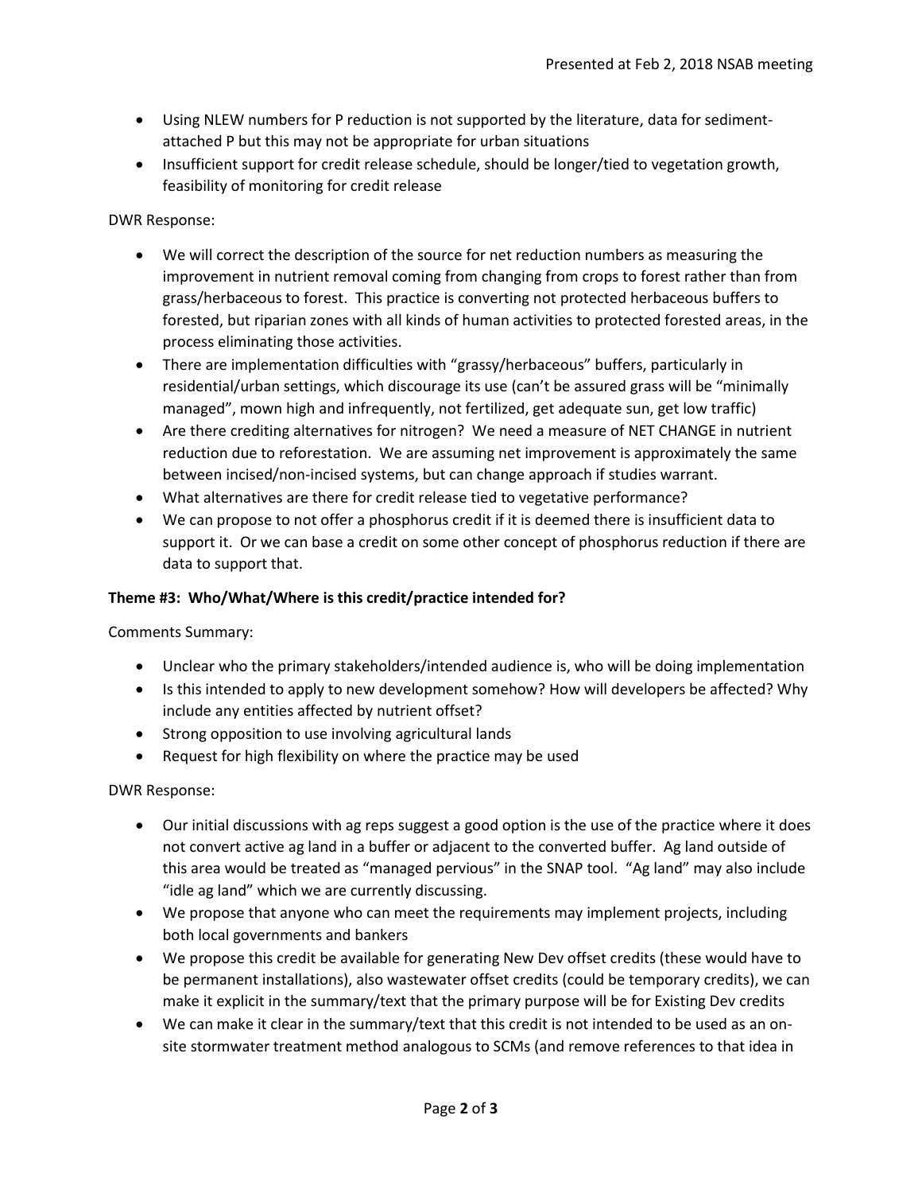- Using NLEW numbers for P reduction is not supported by the literature, data for sediment-attached P but this may not be appropriate for urban situations
- Insufficient support for credit release schedule, should be longer/tied to vegetation growth, feasibility of monitoring for credit release

DWR Response:

- We will correct the description of the source for net reduction numbers as measuring the improvement in nutrient removal coming from changing from crops to forest rather than from grass/herbaceous to forest. This practice is converting not protected herbaceous buffers to forested, but riparian zones with all kinds of human activities to protected forested areas, in the process eliminating those activities.
- There are implementation difficulties with "grassy/herbaceous" buffers, particularly in residential/urban settings, which discourage its use (can't be assured grass will be "minimally managed", mown high and infrequently, not fertilized, get adequate sun, get low traffic)
- Are there crediting alternatives for nitrogen? We need a measure of NET CHANGE in nutrient reduction due to reforestation. We are assuming net improvement is approximately the same between incised/non-incised systems, but can change approach if studies warrant.
- What alternatives are there for credit release tied to vegetative performance?
- We can propose to not offer a phosphorus credit if it is deemed there is insufficient data to support it. Or we can base a credit on some other concept of phosphorus reduction if there are data to support that.

**Theme #3: Who/What/Where is this credit/practice intended for?**

Comments Summary:

- Unclear who the primary stakeholders/intended audience is, who will be doing implementation
- Is this intended to apply to new development somehow? How will developers be affected? Why include any entities affected by nutrient offset?
- Strong opposition to use involving agricultural lands
- Request for high flexibility on where the practice may be used

DWR Response:

- Our initial discussions with ag reps suggest a good option is the use of the practice where it does not convert active ag land in a buffer or adjacent to the converted buffer. Ag land outside of this area would be treated as "managed pervious" in the SNAP tool. "Ag land" may also include "idle ag land" which we are currently discussing.
- We propose that anyone who can meet the requirements may implement projects, including both local governments and bankers
- We propose this credit be available for generating New Dev offset credits (these would have to be permanent installations), also wastewater offset credits (could be temporary credits), we can make it explicit in the summary/text that the primary purpose will be for Existing Dev credits
- We can make it clear in the summary/text that this credit is not intended to be used as an on-site stormwater treatment method analogous to SCMs (and remove references to that idea in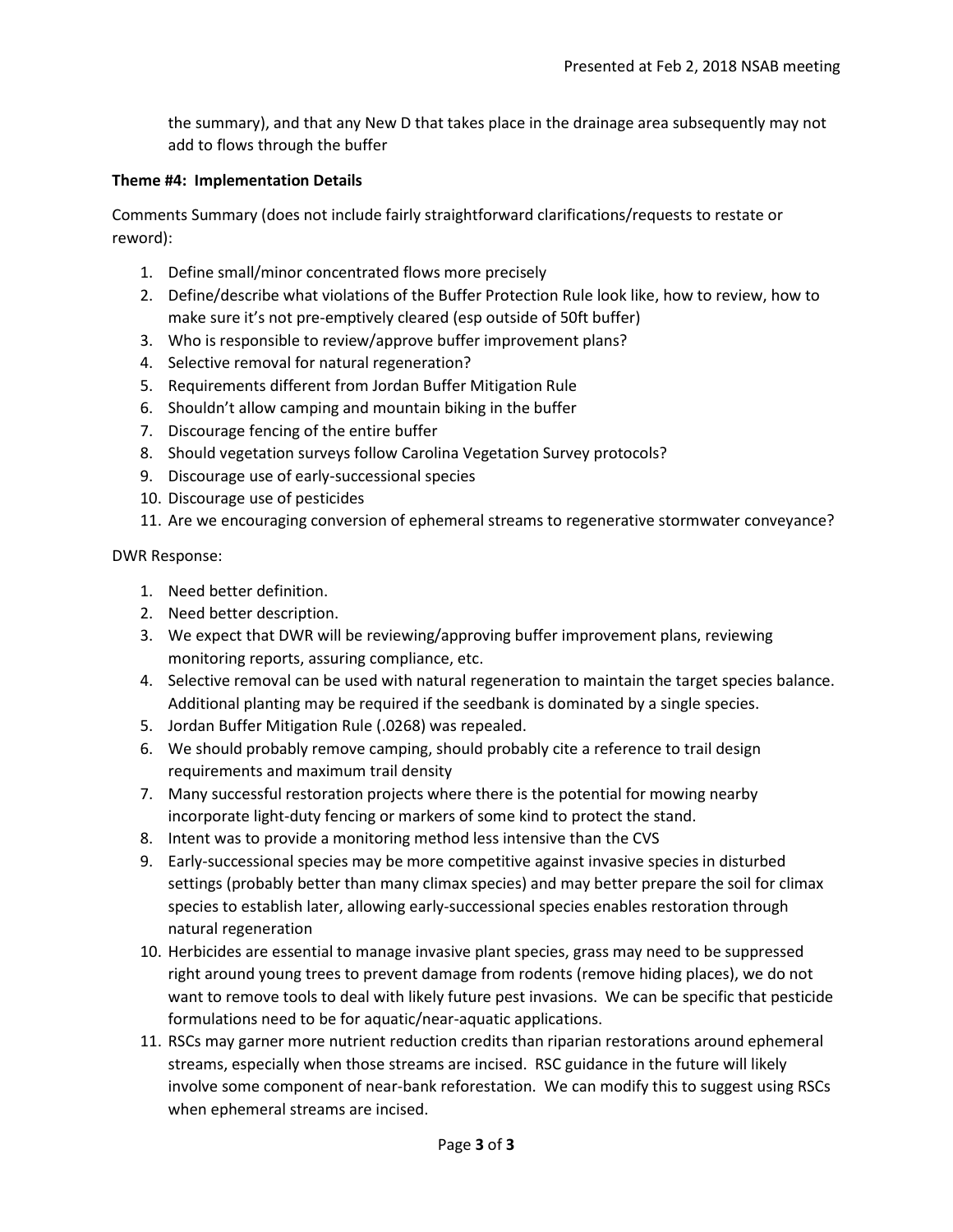the summary), and that any New D that takes place in the drainage area subsequently may not add to flows through the buffer

**Theme #4: Implementation Details**

Comments Summary (does not include fairly straightforward clarifications/requests to restate or reword):

1. Define small/minor concentrated flows more precisely
2. Define/describe what violations of the Buffer Protection Rule look like, how to review, how to make sure it's not pre-emptively cleared (esp outside of 50ft buffer)
3. Who is responsible to review/approve buffer improvement plans?
4. Selective removal for natural regeneration?
5. Requirements different from Jordan Buffer Mitigation Rule
6. Shouldn't allow camping and mountain biking in the buffer
7. Discourage fencing of the entire buffer
8. Should vegetation surveys follow Carolina Vegetation Survey protocols?
9. Discourage use of early-successional species
10. Discourage use of pesticides
11. Are we encouraging conversion of ephemeral streams to regenerative stormwater conveyance?

DWR Response:

1. Need better definition.
2. Need better description.
3. We expect that DWR will be reviewing/approving buffer improvement plans, reviewing monitoring reports, assuring compliance, etc.
4. Selective removal can be used with natural regeneration to maintain the target species balance. Additional planting may be required if the seedbank is dominated by a single species.
5. Jordan Buffer Mitigation Rule (.0268) was repealed.
6. We should probably remove camping, should probably cite a reference to trail design requirements and maximum trail density
7. Many successful restoration projects where there is the potential for mowing nearby incorporate light-duty fencing or markers of some kind to protect the stand.
8. Intent was to provide a monitoring method less intensive than the CVS
9. Early-successional species may be more competitive against invasive species in disturbed settings (probably better than many climax species) and may better prepare the soil for climax species to establish later, allowing early-successional species enables restoration through natural regeneration
10. Herbicides are essential to manage invasive plant species, grass may need to be suppressed right around young trees to prevent damage from rodents (remove hiding places), we do not want to remove tools to deal with likely future pest invasions. We can be specific that pesticide formulations need to be for aquatic/near-aquatic applications.
11. RSCs may garner more nutrient reduction credits than riparian restorations around ephemeral streams, especially when those streams are incised. RSC guidance in the future will likely involve some component of near-bank reforestation. We can modify this to suggest using RSCs when ephemeral streams are incised.